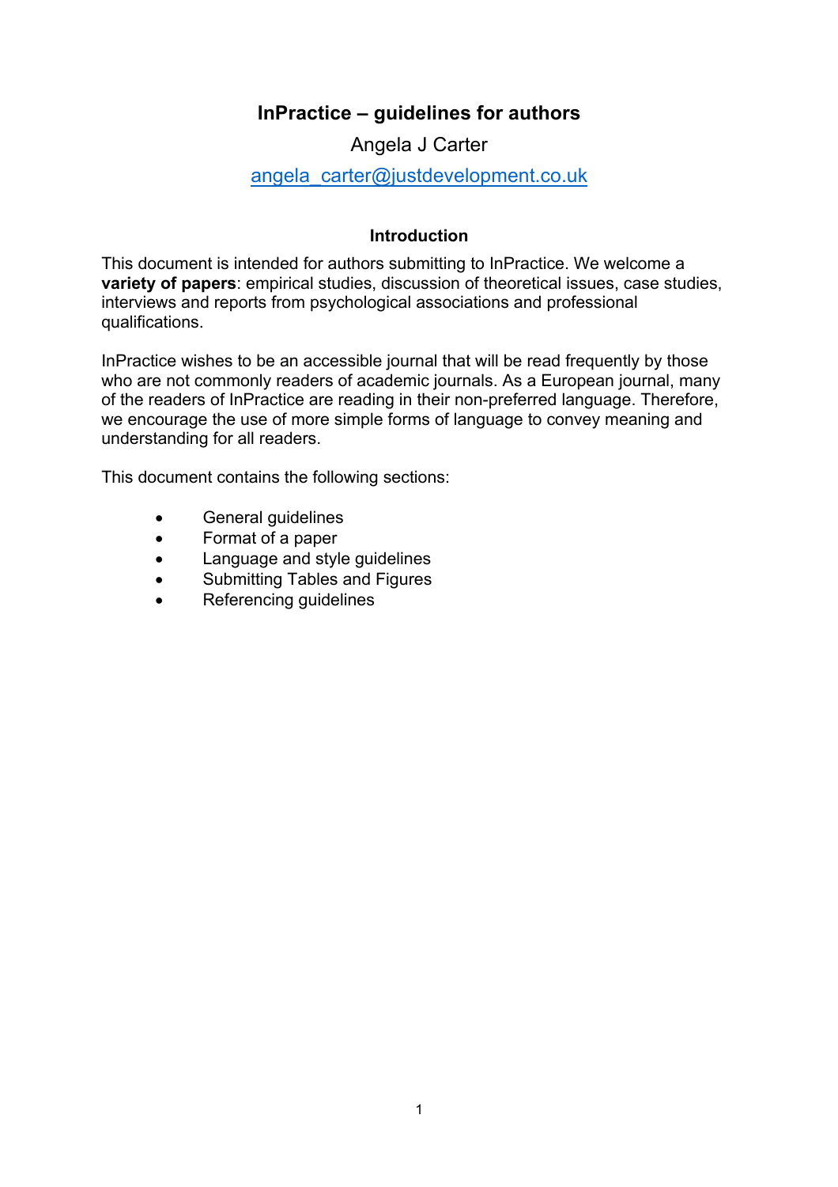# InPractice – guidelines for authors

Angela J Carter

angela_carter@justdevelopment.co.uk

## Introduction

This document is intended for authors submitting to InPractice. We welcome a **variety of papers**: empirical studies, discussion of theoretical issues, case studies, interviews and reports from psychological associations and professional qualifications.

InPractice wishes to be an accessible journal that will be read frequently by those who are not commonly readers of academic journals. As a European journal, many of the readers of InPractice are reading in their non-preferred language. Therefore, we encourage the use of more simple forms of language to convey meaning and understanding for all readers.

This document contains the following sections:

- General guidelines
- Format of a paper
- Language and style guidelines
- Submitting Tables and Figures
- Referencing guidelines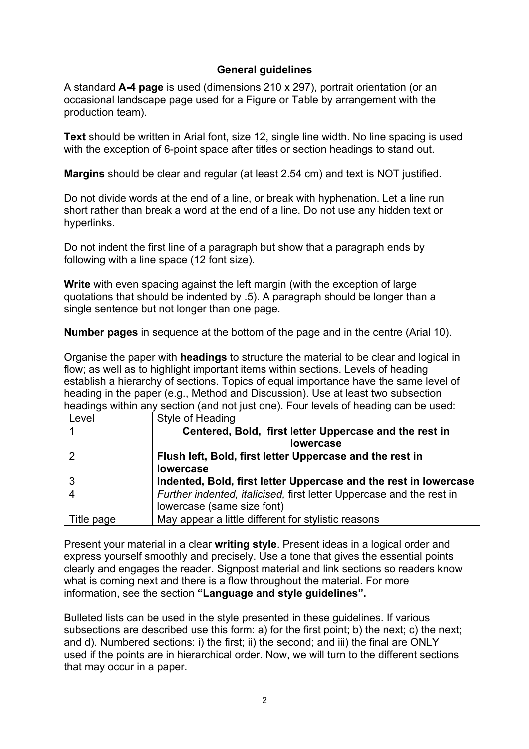## General guidelines

A standard **A-4 page** is used (dimensions 210 x 297), portrait orientation (or an occasional landscape page used for a Figure or Table by arrangement with the production team).

**Text** should be written in Arial font, size 12, single line width. No line spacing is used with the exception of 6-point space after titles or section headings to stand out.

**Margins** should be clear and regular (at least 2.54 cm) and text is NOT justified.

Do not divide words at the end of a line, or break with hyphenation. Let a line run short rather than break a word at the end of a line. Do not use any hidden text or hyperlinks.

Do not indent the first line of a paragraph but show that a paragraph ends by following with a line space (12 font size).

**Write** with even spacing against the left margin (with the exception of large quotations that should be indented by .5). A paragraph should be longer than a single sentence but not longer than one page.

**Number pages** in sequence at the bottom of the page and in the centre (Arial 10).

Organise the paper with **headings** to structure the material to be clear and logical in flow; as well as to highlight important items within sections. Levels of heading establish a hierarchy of sections. Topics of equal importance have the same level of heading in the paper (e.g., Method and Discussion). Use at least two subsection headings within any section (and not just one). Four levels of heading can be used:

| Level | Style of Heading |
|---|---|
| 1 | **Centered, Bold, first letter Uppercase and the rest in lowercase** |
| 2 | **Flush left, Bold, first letter Uppercase and the rest in lowercase** |
| 3 | **Indented, Bold, first letter Uppercase and the rest in lowercase** |
| 4 | *Further indented, italicised,* first letter Uppercase and the rest in lowercase (same size font) |
| Title page | May appear a little different for stylistic reasons |

Present your material in a clear **writing style**. Present ideas in a logical order and express yourself smoothly and precisely. Use a tone that gives the essential points clearly and engages the reader. Signpost material and link sections so readers know what is coming next and there is a flow throughout the material. For more information, see the section **"Language and style guidelines".**

Bulleted lists can be used in the style presented in these guidelines. If various subsections are described use this form: a) for the first point; b) the next; c) the next; and d). Numbered sections: i) the first; ii) the second; and iii) the final are ONLY used if the points are in hierarchical order. Now, we will turn to the different sections that may occur in a paper.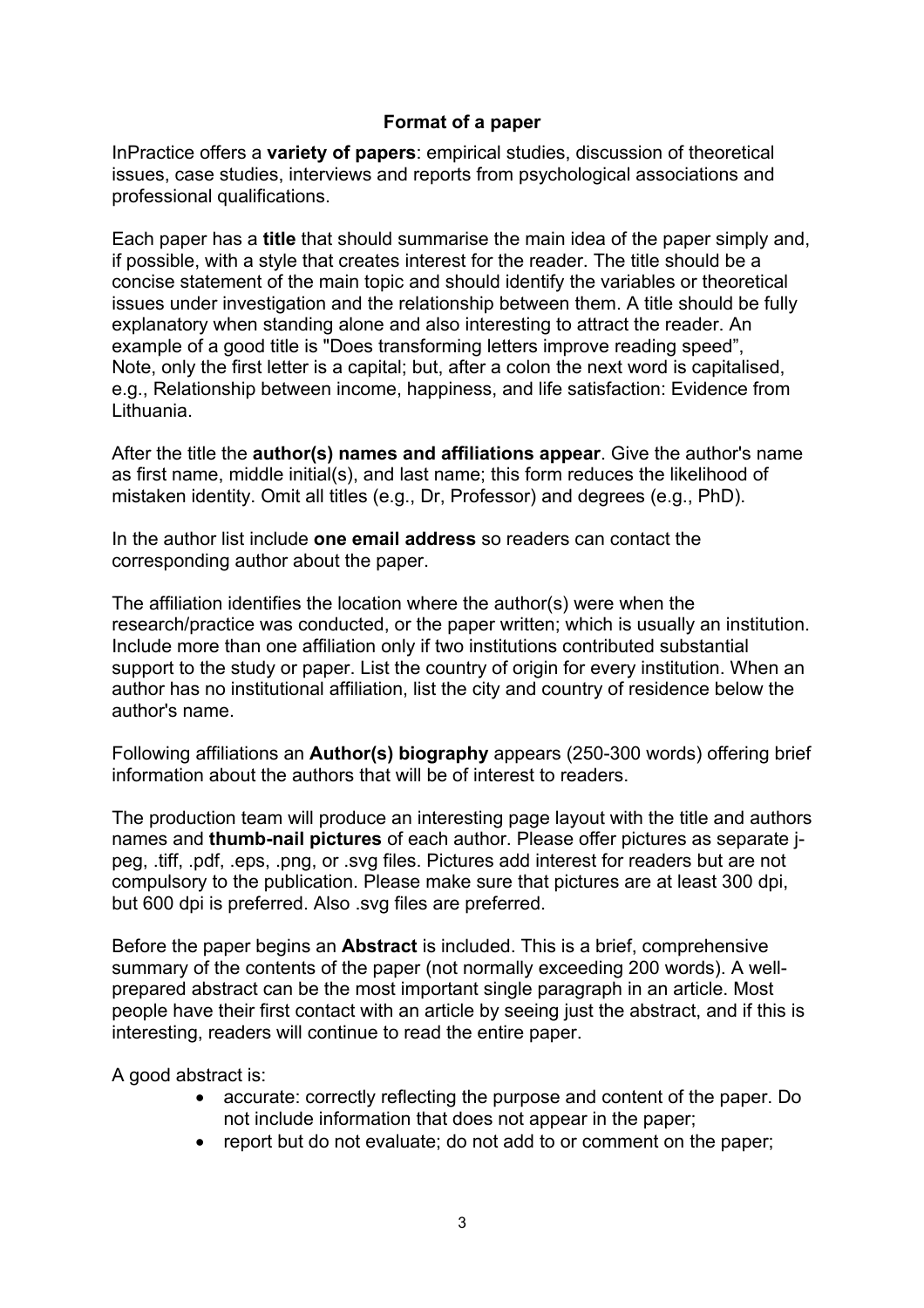## Format of a paper

InPractice offers a **variety of papers**: empirical studies, discussion of theoretical issues, case studies, interviews and reports from psychological associations and professional qualifications.

Each paper has a **title** that should summarise the main idea of the paper simply and, if possible, with a style that creates interest for the reader. The title should be a concise statement of the main topic and should identify the variables or theoretical issues under investigation and the relationship between them. A title should be fully explanatory when standing alone and also interesting to attract the reader. An example of a good title is "Does transforming letters improve reading speed", Note, only the first letter is a capital; but, after a colon the next word is capitalised, e.g., Relationship between income, happiness, and life satisfaction: Evidence from Lithuania.

After the title the **author(s) names and affiliations appear**. Give the author's name as first name, middle initial(s), and last name; this form reduces the likelihood of mistaken identity. Omit all titles (e.g., Dr, Professor) and degrees (e.g., PhD).

In the author list include **one email address** so readers can contact the corresponding author about the paper.

The affiliation identifies the location where the author(s) were when the research/practice was conducted, or the paper written; which is usually an institution. Include more than one affiliation only if two institutions contributed substantial support to the study or paper. List the country of origin for every institution. When an author has no institutional affiliation, list the city and country of residence below the author's name.

Following affiliations an **Author(s) biography** appears (250-300 words) offering brief information about the authors that will be of interest to readers.

The production team will produce an interesting page layout with the title and authors names and **thumb-nail pictures** of each author. Please offer pictures as separate j-peg, .tiff, .pdf, .eps, .png, or .svg files. Pictures add interest for readers but are not compulsory to the publication. Please make sure that pictures are at least 300 dpi, but 600 dpi is preferred. Also .svg files are preferred.

Before the paper begins an **Abstract** is included. This is a brief, comprehensive summary of the contents of the paper (not normally exceeding 200 words). A well-prepared abstract can be the most important single paragraph in an article. Most people have their first contact with an article by seeing just the abstract, and if this is interesting, readers will continue to read the entire paper.

A good abstract is:

- accurate: correctly reflecting the purpose and content of the paper. Do not include information that does not appear in the paper;
- report but do not evaluate; do not add to or comment on the paper;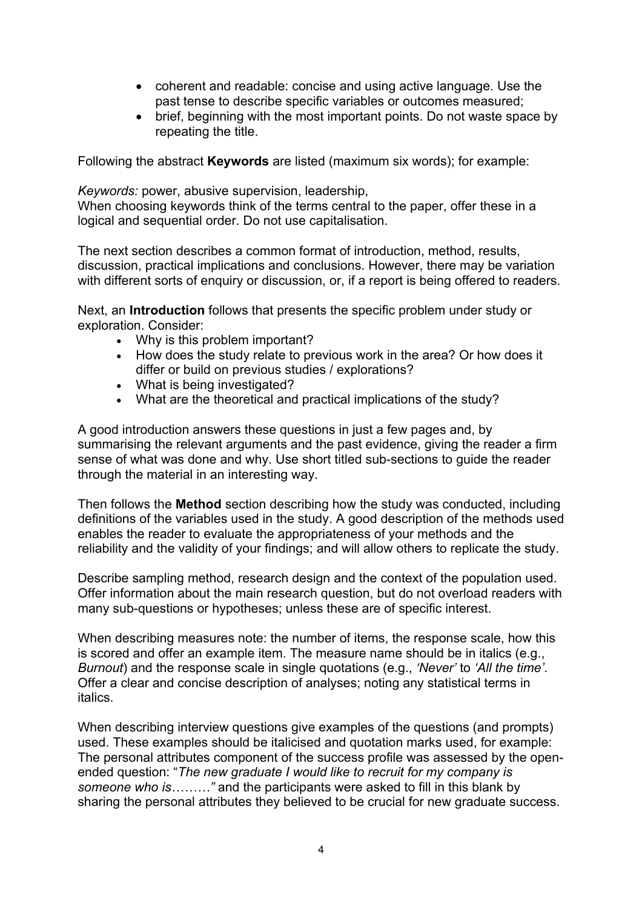- coherent and readable: concise and using active language. Use the past tense to describe specific variables or outcomes measured;
- brief, beginning with the most important points. Do not waste space by repeating the title.

Following the abstract **Keywords** are listed (maximum six words); for example:

*Keywords:* power, abusive supervision, leadership,
When choosing keywords think of the terms central to the paper, offer these in a logical and sequential order. Do not use capitalisation.

The next section describes a common format of introduction, method, results, discussion, practical implications and conclusions. However, there may be variation with different sorts of enquiry or discussion, or, if a report is being offered to readers.

Next, an **Introduction** follows that presents the specific problem under study or exploration. Consider:

- Why is this problem important?
- How does the study relate to previous work in the area? Or how does it differ or build on previous studies / explorations?
- What is being investigated?
- What are the theoretical and practical implications of the study?

A good introduction answers these questions in just a few pages and, by summarising the relevant arguments and the past evidence, giving the reader a firm sense of what was done and why. Use short titled sub-sections to guide the reader through the material in an interesting way.

Then follows the **Method** section describing how the study was conducted, including definitions of the variables used in the study. A good description of the methods used enables the reader to evaluate the appropriateness of your methods and the reliability and the validity of your findings; and will allow others to replicate the study.

Describe sampling method, research design and the context of the population used. Offer information about the main research question, but do not overload readers with many sub-questions or hypotheses; unless these are of specific interest.

When describing measures note: the number of items, the response scale, how this is scored and offer an example item. The measure name should be in italics (e.g., *Burnout*) and the response scale in single quotations (e.g., *'Never'* to *'All the time'*. Offer a clear and concise description of analyses; noting any statistical terms in italics.

When describing interview questions give examples of the questions (and prompts) used. These examples should be italicised and quotation marks used, for example: The personal attributes component of the success profile was assessed by the open-ended question: "*The new graduate I would like to recruit for my company is someone who is………"* and the participants were asked to fill in this blank by sharing the personal attributes they believed to be crucial for new graduate success.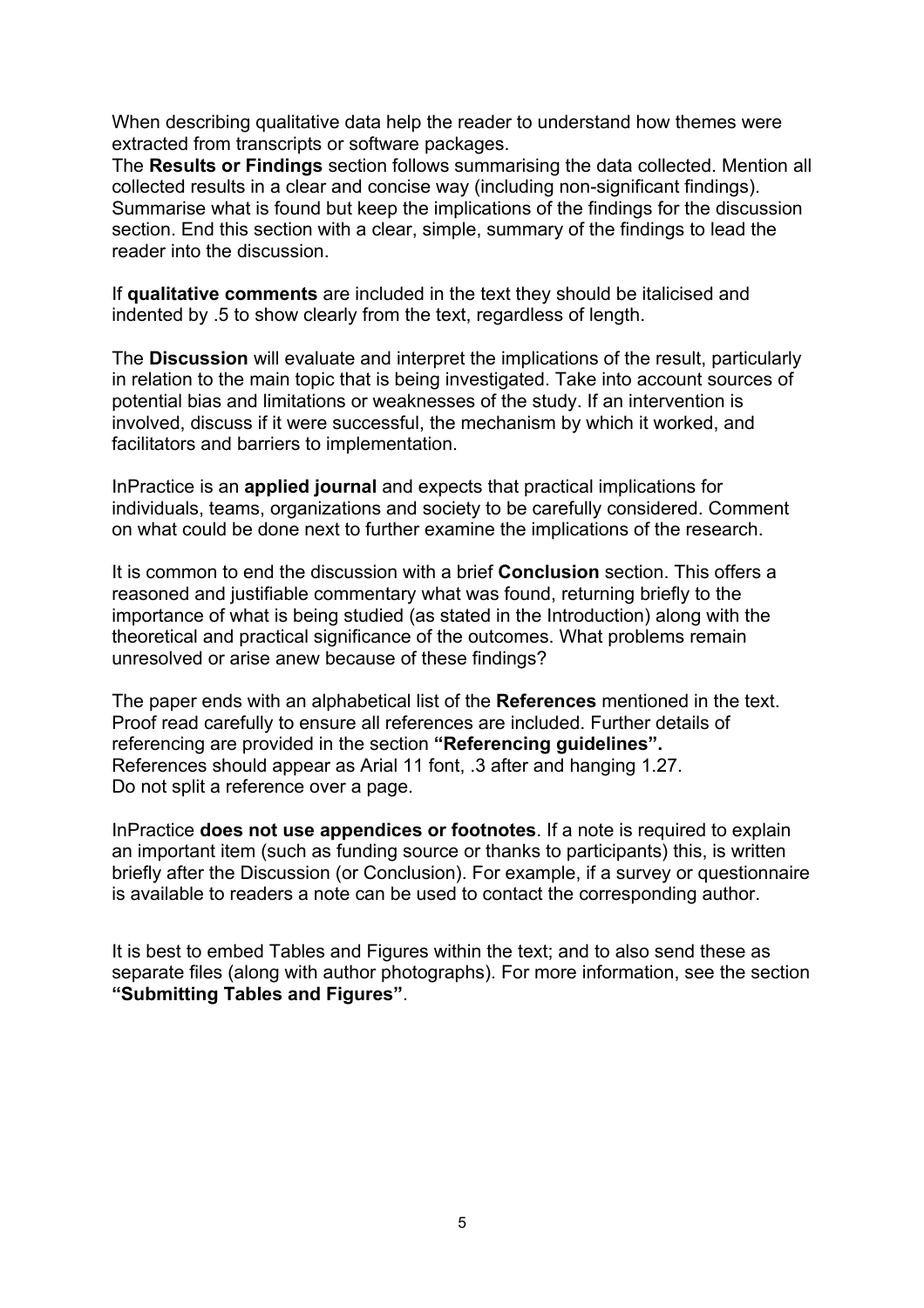When describing qualitative data help the reader to understand how themes were extracted from transcripts or software packages.
The **Results or Findings** section follows summarising the data collected. Mention all collected results in a clear and concise way (including non-significant findings). Summarise what is found but keep the implications of the findings for the discussion section. End this section with a clear, simple, summary of the findings to lead the reader into the discussion.

If **qualitative comments** are included in the text they should be italicised and indented by .5 to show clearly from the text, regardless of length.

The **Discussion** will evaluate and interpret the implications of the result, particularly in relation to the main topic that is being investigated. Take into account sources of potential bias and limitations or weaknesses of the study. If an intervention is involved, discuss if it were successful, the mechanism by which it worked, and facilitators and barriers to implementation.

InPractice is an **applied journal** and expects that practical implications for individuals, teams, organizations and society to be carefully considered. Comment on what could be done next to further examine the implications of the research.

It is common to end the discussion with a brief **Conclusion** section. This offers a reasoned and justifiable commentary what was found, returning briefly to the importance of what is being studied (as stated in the Introduction) along with the theoretical and practical significance of the outcomes. What problems remain unresolved or arise anew because of these findings?

The paper ends with an alphabetical list of the **References** mentioned in the text. Proof read carefully to ensure all references are included. Further details of referencing are provided in the section **"Referencing guidelines".**
References should appear as Arial 11 font, .3 after and hanging 1.27.
Do not split a reference over a page.

InPractice **does not use appendices or footnotes**. If a note is required to explain an important item (such as funding source or thanks to participants) this, is written briefly after the Discussion (or Conclusion). For example, if a survey or questionnaire is available to readers a note can be used to contact the corresponding author.

It is best to embed Tables and Figures within the text; and to also send these as separate files (along with author photographs). For more information, see the section **"Submitting Tables and Figures"**.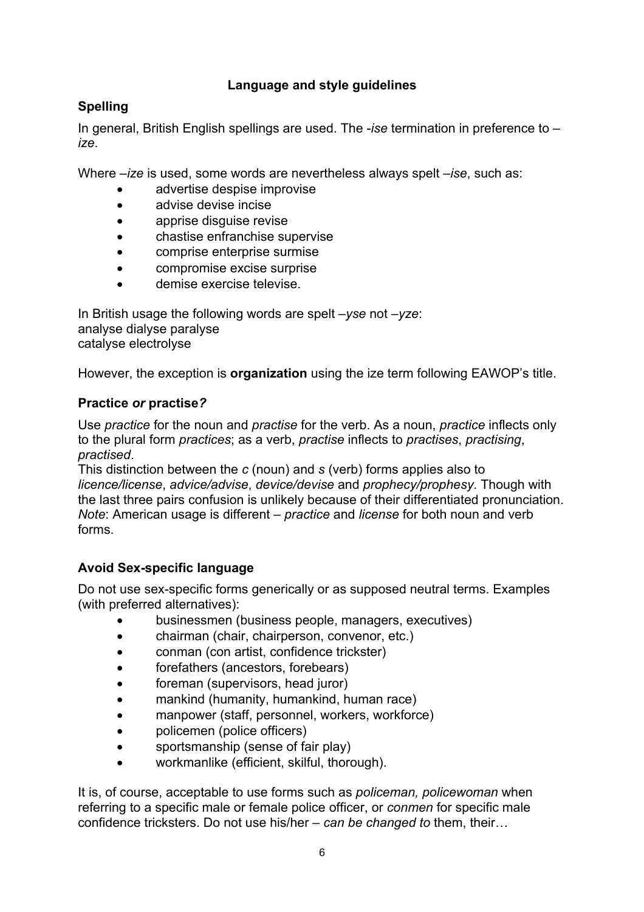**Language and style guidelines**

## Spelling

In general, British English spellings are used. The *-ise* termination in preference to –*ize*.

Where –*ize* is used, some words are nevertheless always spelt –*ise*, such as:

- advertise despise improvise
- advise devise incise
- apprise disguise revise
- chastise enfranchise supervise
- comprise enterprise surmise
- compromise excise surprise
- demise exercise televise.

In British usage the following words are spelt –*yse* not –*yze*:
analyse dialyse paralyse
catalyse electrolyse

However, the exception is **organization** using the ize term following EAWOP's title.

## Practice *or* practise*?*

Use *practice* for the noun and *practise* for the verb. As a noun, *practice* inflects only to the plural form *practices*; as a verb, *practise* inflects to *practises*, *practising*, *practised*.
This distinction between the *c* (noun) and *s* (verb) forms applies also to *licence/license*, *advice/advise*, *device/devise* and *prophecy/prophesy*. Though with the last three pairs confusion is unlikely because of their differentiated pronunciation. *Note*: American usage is different – *practice* and *license* for both noun and verb forms.

## Avoid Sex-specific language

Do not use sex-specific forms generically or as supposed neutral terms. Examples (with preferred alternatives):

- businessmen (business people, managers, executives)
- chairman (chair, chairperson, convenor, etc.)
- conman (con artist, confidence trickster)
- forefathers (ancestors, forebears)
- foreman (supervisors, head juror)
- mankind (humanity, humankind, human race)
- manpower (staff, personnel, workers, workforce)
- policemen (police officers)
- sportsmanship (sense of fair play)
- workmanlike (efficient, skilful, thorough).

It is, of course, acceptable to use forms such as *policeman, policewoman* when referring to a specific male or female police officer, or *conmen* for specific male confidence tricksters. Do not use his/her – *can be changed to* them, their…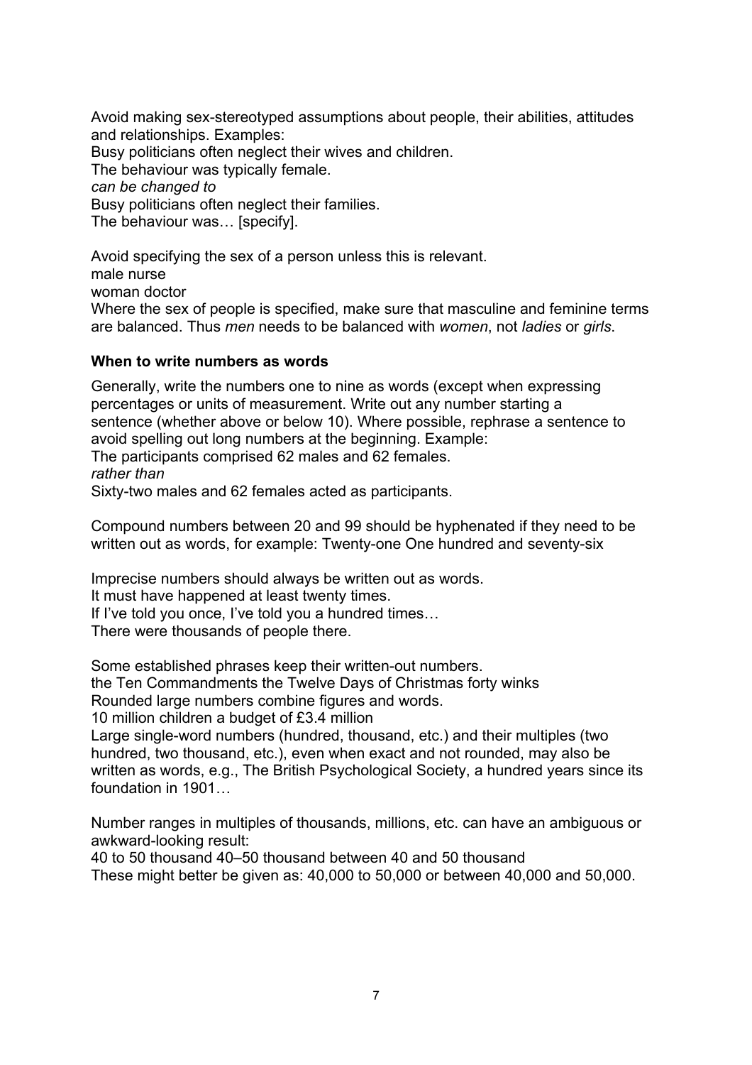Avoid making sex-stereotyped assumptions about people, their abilities, attitudes and relationships. Examples:
Busy politicians often neglect their wives and children.
The behaviour was typically female.
*can be changed to*
Busy politicians often neglect their families.
The behaviour was… [specify].

Avoid specifying the sex of a person unless this is relevant.
male nurse
woman doctor
Where the sex of people is specified, make sure that masculine and feminine terms are balanced. Thus *men* needs to be balanced with *women*, not *ladies* or *girls*.

**When to write numbers as words**

Generally, write the numbers one to nine as words (except when expressing percentages or units of measurement. Write out any number starting a sentence (whether above or below 10). Where possible, rephrase a sentence to avoid spelling out long numbers at the beginning. Example:
The participants comprised 62 males and 62 females.
*rather than*
Sixty-two males and 62 females acted as participants.

Compound numbers between 20 and 99 should be hyphenated if they need to be written out as words, for example: Twenty-one One hundred and seventy-six

Imprecise numbers should always be written out as words.
It must have happened at least twenty times.
If I've told you once, I've told you a hundred times…
There were thousands of people there.

Some established phrases keep their written-out numbers.
the Ten Commandments the Twelve Days of Christmas forty winks
Rounded large numbers combine figures and words.
10 million children a budget of £3.4 million
Large single-word numbers (hundred, thousand, etc.) and their multiples (two hundred, two thousand, etc.), even when exact and not rounded, may also be written as words, e.g., The British Psychological Society, a hundred years since its foundation in 1901…

Number ranges in multiples of thousands, millions, etc. can have an ambiguous or awkward-looking result:
40 to 50 thousand 40–50 thousand between 40 and 50 thousand
These might better be given as: 40,000 to 50,000 or between 40,000 and 50,000.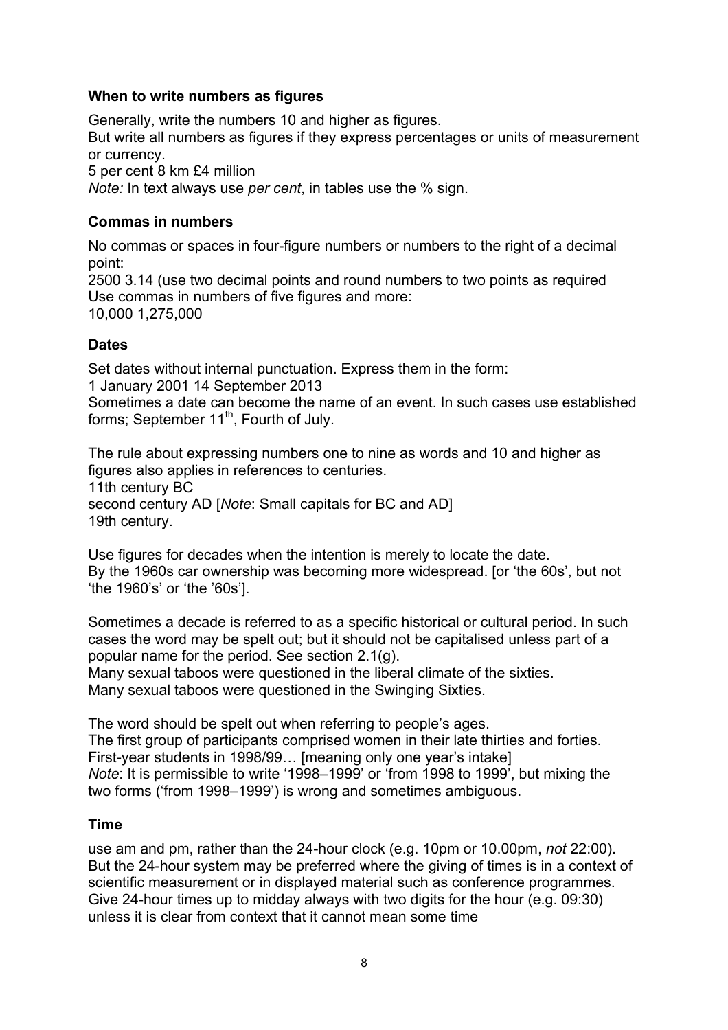### When to write numbers as figures

Generally, write the numbers 10 and higher as figures.
But write all numbers as figures if they express percentages or units of measurement or currency.
5 per cent 8 km £4 million
*Note:* In text always use *per cent*, in tables use the % sign.

### Commas in numbers

No commas or spaces in four-figure numbers or numbers to the right of a decimal point:
2500 3.14 (use two decimal points and round numbers to two points as required
Use commas in numbers of five figures and more:
10,000 1,275,000

### Dates

Set dates without internal punctuation. Express them in the form:
1 January 2001 14 September 2013
Sometimes a date can become the name of an event. In such cases use established forms; September 11th, Fourth of July.

The rule about expressing numbers one to nine as words and 10 and higher as figures also applies in references to centuries.
11th century BC
second century AD [*Note*: Small capitals for BC and AD]
19th century.

Use figures for decades when the intention is merely to locate the date.
By the 1960s car ownership was becoming more widespread. [or 'the 60s', but not 'the 1960's' or 'the '60s'].

Sometimes a decade is referred to as a specific historical or cultural period. In such cases the word may be spelt out; but it should not be capitalised unless part of a popular name for the period. See section 2.1(g).
Many sexual taboos were questioned in the liberal climate of the sixties.
Many sexual taboos were questioned in the Swinging Sixties.

The word should be spelt out when referring to people's ages.
The first group of participants comprised women in their late thirties and forties.
First-year students in 1998/99… [meaning only one year's intake]
*Note*: It is permissible to write '1998–1999' or 'from 1998 to 1999', but mixing the two forms ('from 1998–1999') is wrong and sometimes ambiguous.

### Time

use am and pm, rather than the 24-hour clock (e.g. 10pm or 10.00pm, *not* 22:00). But the 24-hour system may be preferred where the giving of times is in a context of scientific measurement or in displayed material such as conference programmes. Give 24-hour times up to midday always with two digits for the hour (e.g. 09:30) unless it is clear from context that it cannot mean some time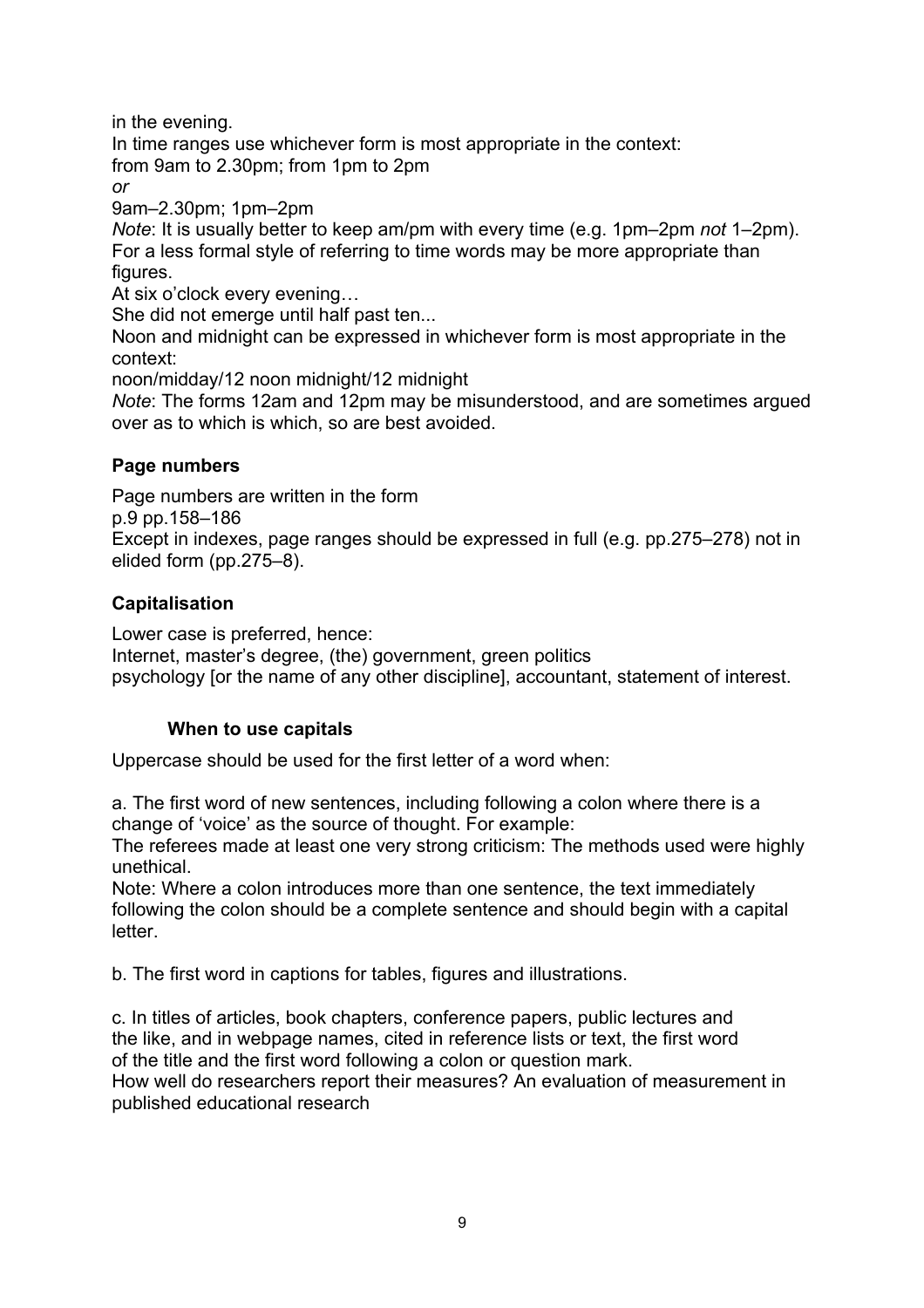in the evening.

In time ranges use whichever form is most appropriate in the context:

from 9am to 2.30pm; from 1pm to 2pm

*or*

9am–2.30pm; 1pm–2pm

*Note*: It is usually better to keep am/pm with every time (e.g. 1pm–2pm *not* 1–2pm).

For a less formal style of referring to time words may be more appropriate than figures.

At six o'clock every evening…

She did not emerge until half past ten...

Noon and midnight can be expressed in whichever form is most appropriate in the context:

noon/midday/12 noon midnight/12 midnight

*Note*: The forms 12am and 12pm may be misunderstood, and are sometimes argued over as to which is which, so are best avoided.

## Page numbers

Page numbers are written in the form

p.9 pp.158–186

Except in indexes, page ranges should be expressed in full (e.g. pp.275–278) not in elided form (pp.275–8).

## Capitalisation

Lower case is preferred, hence:

Internet, master's degree, (the) government, green politics
psychology [or the name of any other discipline], accountant, statement of interest.

### When to use capitals

Uppercase should be used for the first letter of a word when:

a. The first word of new sentences, including following a colon where there is a change of 'voice' as the source of thought. For example:

The referees made at least one very strong criticism: The methods used were highly unethical.

Note: Where a colon introduces more than one sentence, the text immediately following the colon should be a complete sentence and should begin with a capital letter.

b. The first word in captions for tables, figures and illustrations.

c. In titles of articles, book chapters, conference papers, public lectures and the like, and in webpage names, cited in reference lists or text, the first word of the title and the first word following a colon or question mark.

How well do researchers report their measures? An evaluation of measurement in published educational research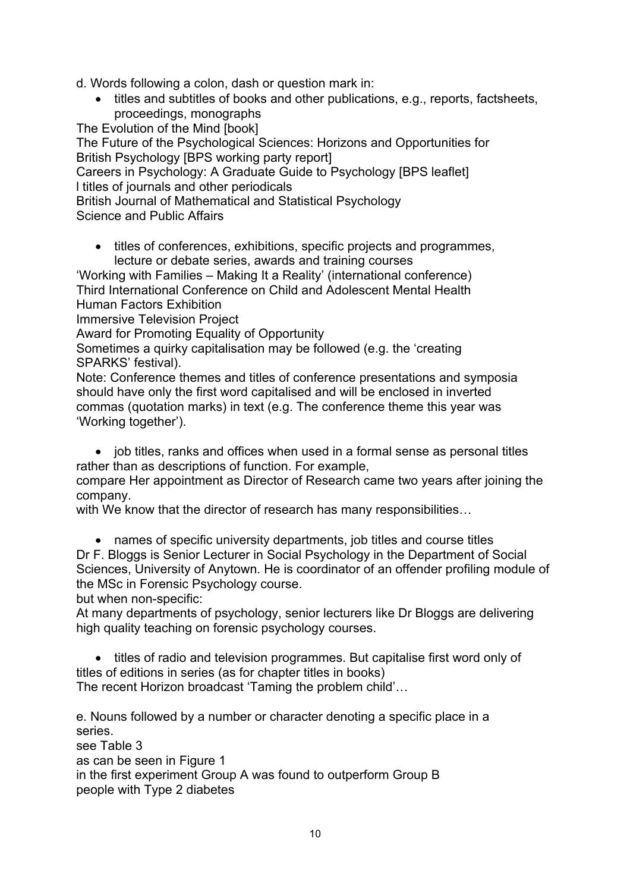d. Words following a colon, dash or question mark in:

- titles and subtitles of books and other publications, e.g., reports, factsheets, proceedings, monographs

The Evolution of the Mind [book]
The Future of the Psychological Sciences: Horizons and Opportunities for British Psychology [BPS working party report]
Careers in Psychology: A Graduate Guide to Psychology [BPS leaflet]
l titles of journals and other periodicals
British Journal of Mathematical and Statistical Psychology
Science and Public Affairs

- titles of conferences, exhibitions, specific projects and programmes, lecture or debate series, awards and training courses

'Working with Families – Making It a Reality' (international conference)
Third International Conference on Child and Adolescent Mental Health
Human Factors Exhibition
Immersive Television Project
Award for Promoting Equality of Opportunity
Sometimes a quirky capitalisation may be followed (e.g. the 'creating SPARKS' festival).
Note: Conference themes and titles of conference presentations and symposia should have only the first word capitalised and will be enclosed in inverted commas (quotation marks) in text (e.g. The conference theme this year was 'Working together').

- job titles, ranks and offices when used in a formal sense as personal titles rather than as descriptions of function. For example,

compare Her appointment as Director of Research came two years after joining the company.
with We know that the director of research has many responsibilities…

- names of specific university departments, job titles and course titles

Dr F. Bloggs is Senior Lecturer in Social Psychology in the Department of Social Sciences, University of Anytown. He is coordinator of an offender profiling module of the MSc in Forensic Psychology course.
but when non-specific:
At many departments of psychology, senior lecturers like Dr Bloggs are delivering high quality teaching on forensic psychology courses.

- titles of radio and television programmes. But capitalise first word only of titles of editions in series (as for chapter titles in books)

The recent Horizon broadcast 'Taming the problem child'…

e. Nouns followed by a number or character denoting a specific place in a series.
see Table 3
as can be seen in Figure 1
in the first experiment Group A was found to outperform Group B
people with Type 2 diabetes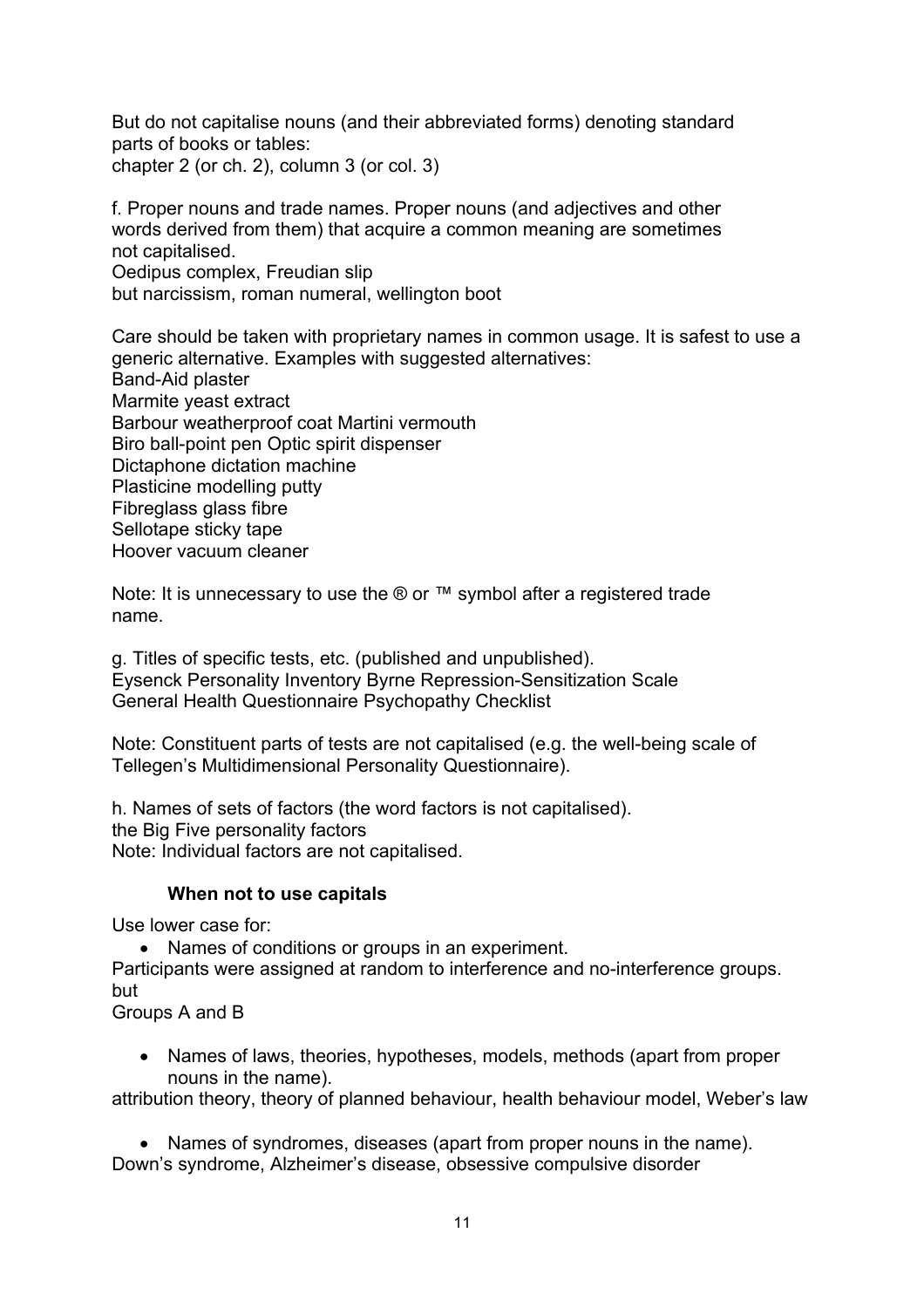But do not capitalise nouns (and their abbreviated forms) denoting standard parts of books or tables:
chapter 2 (or ch. 2), column 3 (or col. 3)

f. Proper nouns and trade names. Proper nouns (and adjectives and other words derived from them) that acquire a common meaning are sometimes not capitalised.
Oedipus complex, Freudian slip
but narcissism, roman numeral, wellington boot

Care should be taken with proprietary names in common usage. It is safest to use a generic alternative. Examples with suggested alternatives:
Band-Aid plaster
Marmite yeast extract
Barbour weatherproof coat Martini vermouth
Biro ball-point pen Optic spirit dispenser
Dictaphone dictation machine
Plasticine modelling putty
Fibreglass glass fibre
Sellotape sticky tape
Hoover vacuum cleaner

Note: It is unnecessary to use the ® or ™ symbol after a registered trade name.

g. Titles of specific tests, etc. (published and unpublished).
Eysenck Personality Inventory Byrne Repression-Sensitization Scale
General Health Questionnaire Psychopathy Checklist

Note: Constituent parts of tests are not capitalised (e.g. the well-being scale of Tellegen's Multidimensional Personality Questionnaire).

h. Names of sets of factors (the word factors is not capitalised).
the Big Five personality factors
Note: Individual factors are not capitalised.

### When not to use capitals

Use lower case for:

- Names of conditions or groups in an experiment.

Participants were assigned at random to interference and no-interference groups.
but
Groups A and B

- Names of laws, theories, hypotheses, models, methods (apart from proper nouns in the name).

attribution theory, theory of planned behaviour, health behaviour model, Weber's law

- Names of syndromes, diseases (apart from proper nouns in the name).

Down's syndrome, Alzheimer's disease, obsessive compulsive disorder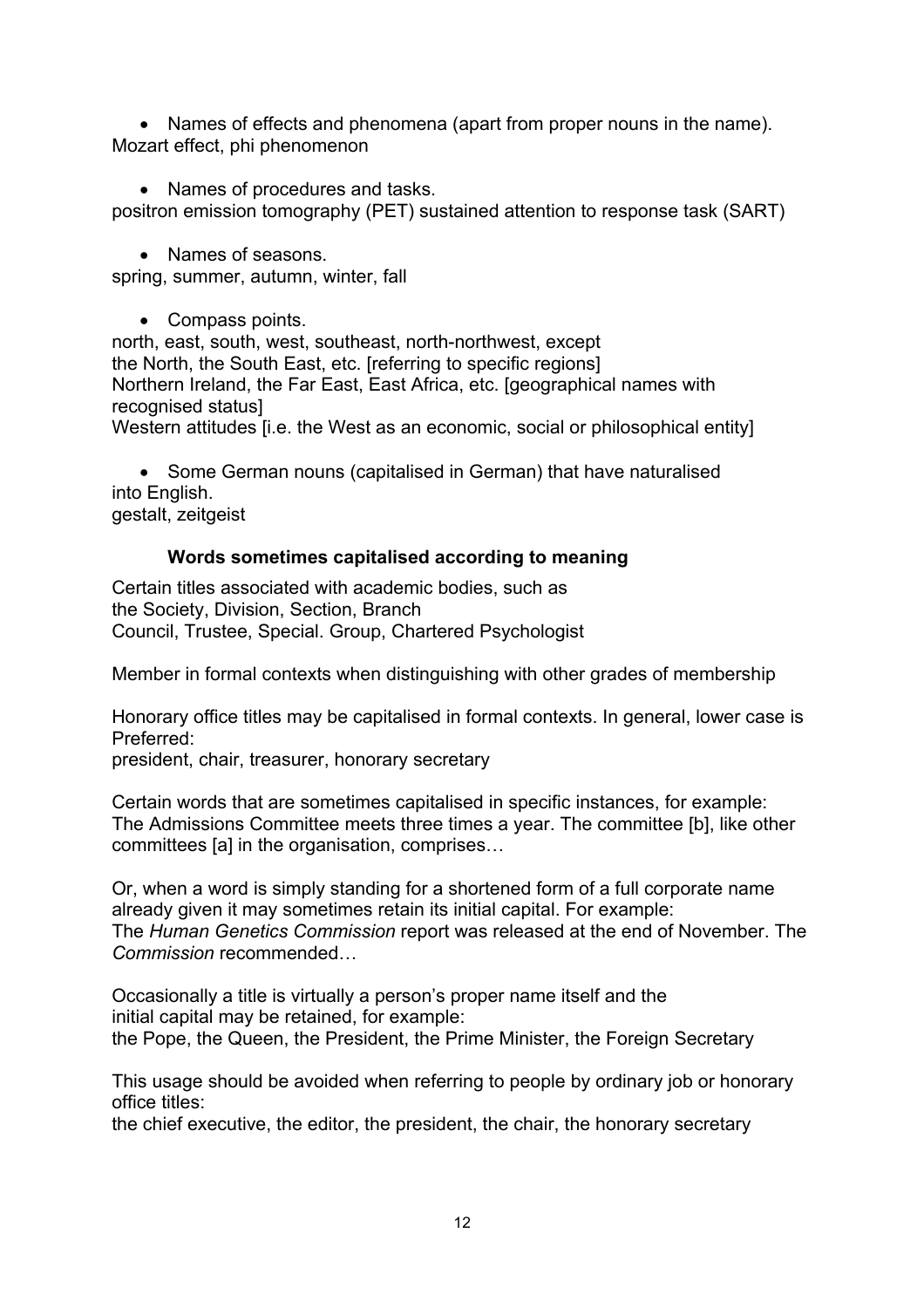- Names of effects and phenomena (apart from proper nouns in the name).

Mozart effect, phi phenomenon

- Names of procedures and tasks.

positron emission tomography (PET) sustained attention to response task (SART)

- Names of seasons.

spring, summer, autumn, winter, fall

- Compass points.

north, east, south, west, southeast, north-northwest, except
the North, the South East, etc. [referring to specific regions]
Northern Ireland, the Far East, East Africa, etc. [geographical names with recognised status]
Western attitudes [i.e. the West as an economic, social or philosophical entity]

- Some German nouns (capitalised in German) that have naturalised into English.

gestalt, zeitgeist

### Words sometimes capitalised according to meaning

Certain titles associated with academic bodies, such as
the Society, Division, Section, Branch
Council, Trustee, Special. Group, Chartered Psychologist

Member in formal contexts when distinguishing with other grades of membership

Honorary office titles may be capitalised in formal contexts. In general, lower case is Preferred:
president, chair, treasurer, honorary secretary

Certain words that are sometimes capitalised in specific instances, for example:
The Admissions Committee meets three times a year. The committee [b], like other committees [a] in the organisation, comprises…

Or, when a word is simply standing for a shortened form of a full corporate name already given it may sometimes retain its initial capital. For example:
The *Human Genetics Commission* report was released at the end of November. The *Commission* recommended…

Occasionally a title is virtually a person's proper name itself and the initial capital may be retained, for example:
the Pope, the Queen, the President, the Prime Minister, the Foreign Secretary

This usage should be avoided when referring to people by ordinary job or honorary office titles:
the chief executive, the editor, the president, the chair, the honorary secretary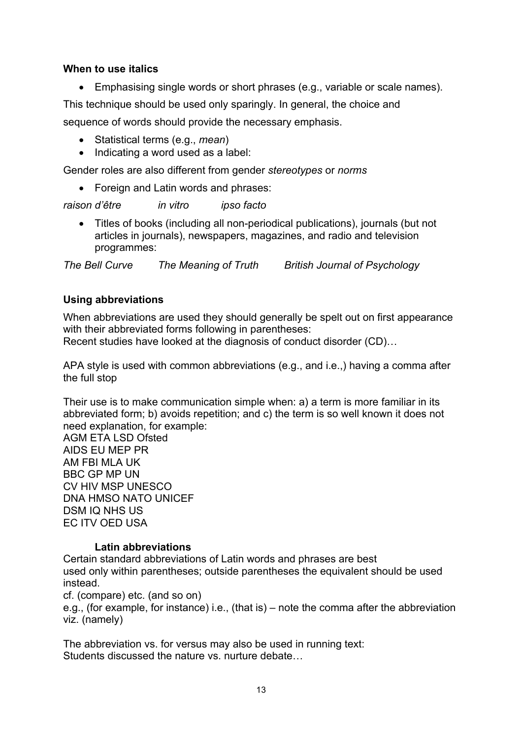**When to use italics**

- Emphasising single words or short phrases (e.g., variable or scale names).

This technique should be used only sparingly. In general, the choice and sequence of words should provide the necessary emphasis.

- Statistical terms (e.g., *mean*)
- Indicating a word used as a label:

Gender roles are also different from gender *stereotypes* or *norms*

- Foreign and Latin words and phrases:

*raison d'être* *in vitro* *ipso facto*

- Titles of books (including all non-periodical publications), journals (but not articles in journals), newspapers, magazines, and radio and television programmes:

*The Bell Curve* *The Meaning of Truth* *British Journal of Psychology*

**Using abbreviations**

When abbreviations are used they should generally be spelt out on first appearance with their abbreviated forms following in parentheses:
Recent studies have looked at the diagnosis of conduct disorder (CD)…

APA style is used with common abbreviations (e.g., and i.e.,) having a comma after the full stop

Their use is to make communication simple when: a) a term is more familiar in its abbreviated form; b) avoids repetition; and c) the term is so well known it does not need explanation, for example:
AGM ETA LSD Ofsted
AIDS EU MEP PR
AM FBI MLA UK
BBC GP MP UN
CV HIV MSP UNESCO
DNA HMSO NATO UNICEF
DSM IQ NHS US
EC ITV OED USA

**Latin abbreviations**

Certain standard abbreviations of Latin words and phrases are best used only within parentheses; outside parentheses the equivalent should be used instead.
cf. (compare) etc. (and so on)
e.g., (for example, for instance) i.e., (that is) – note the comma after the abbreviation
viz. (namely)

The abbreviation vs. for versus may also be used in running text:
Students discussed the nature vs. nurture debate…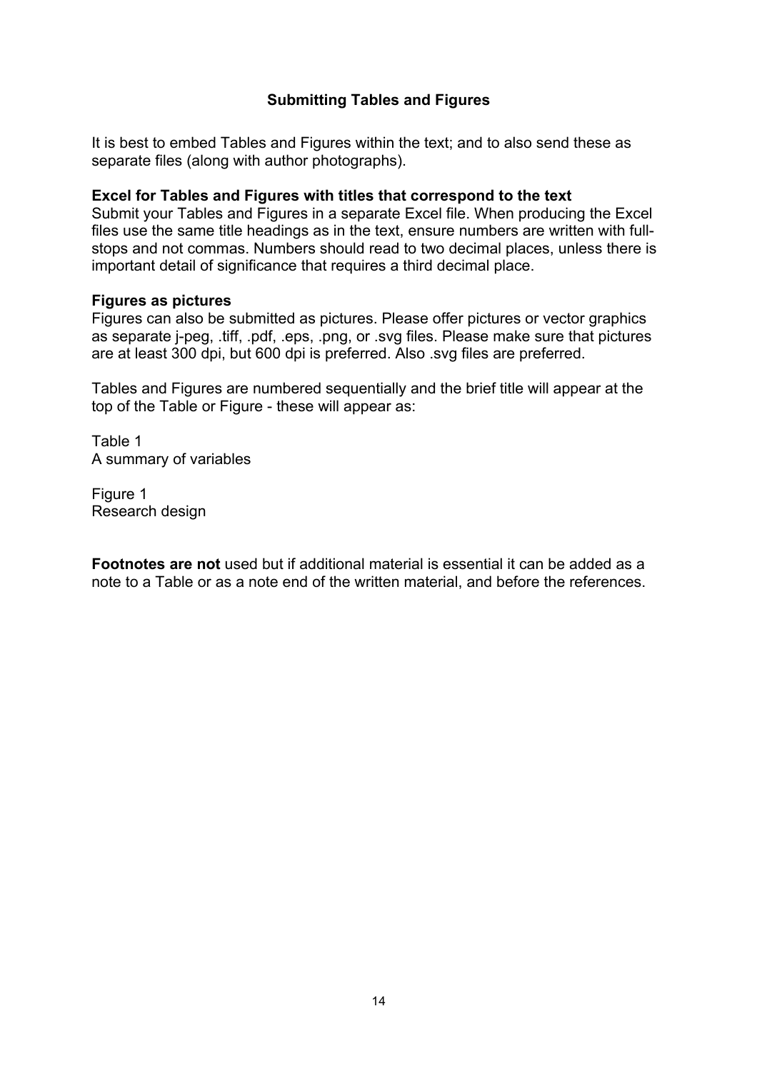## Submitting Tables and Figures

It is best to embed Tables and Figures within the text; and to also send these as separate files (along with author photographs).

**Excel for Tables and Figures with titles that correspond to the text**
Submit your Tables and Figures in a separate Excel file. When producing the Excel files use the same title headings as in the text, ensure numbers are written with full-stops and not commas. Numbers should read to two decimal places, unless there is important detail of significance that requires a third decimal place.

**Figures as pictures**
Figures can also be submitted as pictures. Please offer pictures or vector graphics as separate j-peg, .tiff, .pdf, .eps, .png, or .svg files. Please make sure that pictures are at least 300 dpi, but 600 dpi is preferred. Also .svg files are preferred.

Tables and Figures are numbered sequentially and the brief title will appear at the top of the Table or Figure - these will appear as:

Table 1
A summary of variables

Figure 1
Research design

**Footnotes are not** used but if additional material is essential it can be added as a note to a Table or as a note end of the written material, and before the references.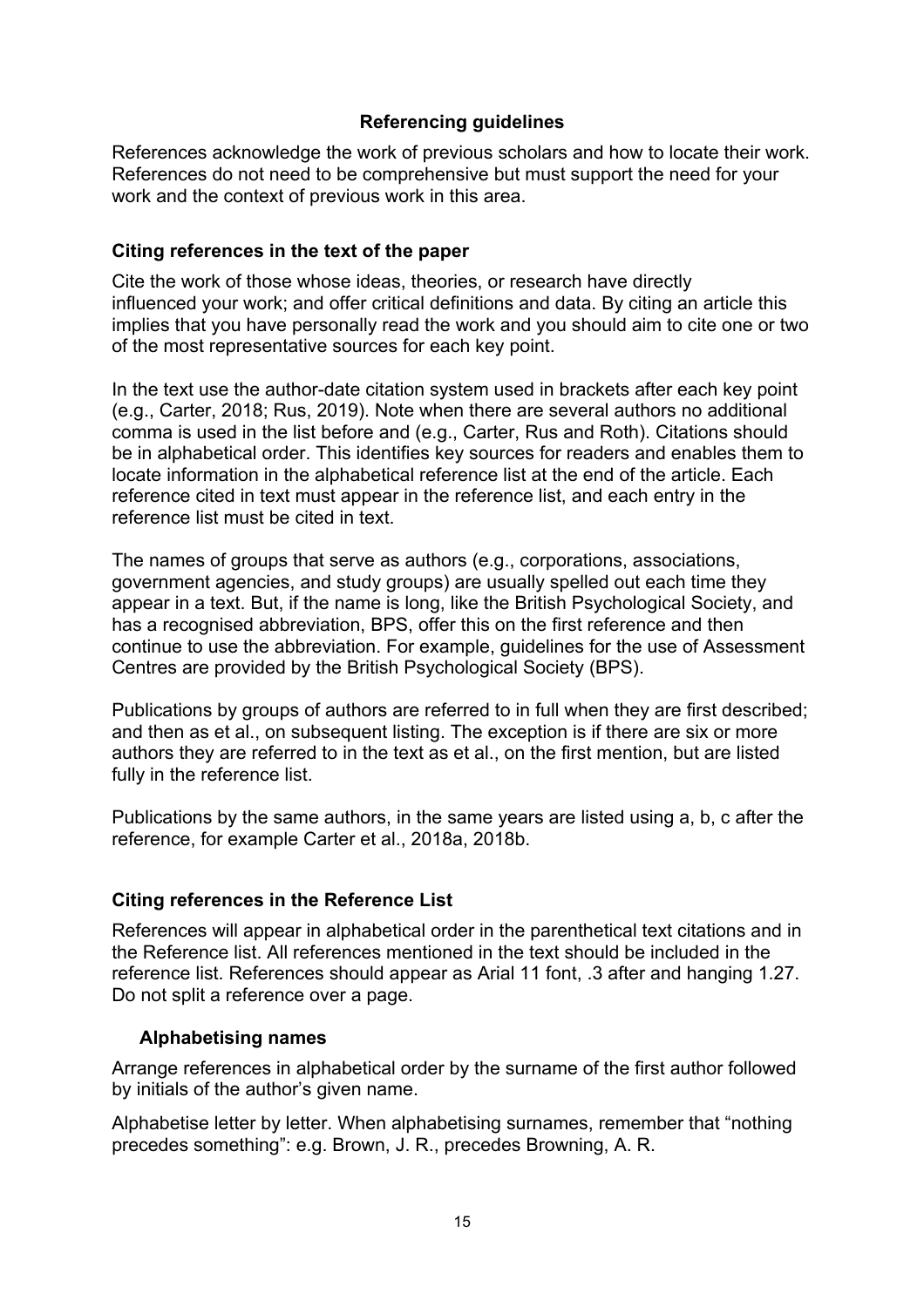## Referencing guidelines

References acknowledge the work of previous scholars and how to locate their work. References do not need to be comprehensive but must support the need for your work and the context of previous work in this area.

### Citing references in the text of the paper

Cite the work of those whose ideas, theories, or research have directly influenced your work; and offer critical definitions and data. By citing an article this implies that you have personally read the work and you should aim to cite one or two of the most representative sources for each key point.

In the text use the author-date citation system used in brackets after each key point (e.g., Carter, 2018; Rus, 2019). Note when there are several authors no additional comma is used in the list before and (e.g., Carter, Rus and Roth). Citations should be in alphabetical order. This identifies key sources for readers and enables them to locate information in the alphabetical reference list at the end of the article. Each reference cited in text must appear in the reference list, and each entry in the reference list must be cited in text.

The names of groups that serve as authors (e.g., corporations, associations, government agencies, and study groups) are usually spelled out each time they appear in a text. But, if the name is long, like the British Psychological Society, and has a recognised abbreviation, BPS, offer this on the first reference and then continue to use the abbreviation. For example, guidelines for the use of Assessment Centres are provided by the British Psychological Society (BPS).

Publications by groups of authors are referred to in full when they are first described; and then as et al., on subsequent listing. The exception is if there are six or more authors they are referred to in the text as et al., on the first mention, but are listed fully in the reference list.

Publications by the same authors, in the same years are listed using a, b, c after the reference, for example Carter et al., 2018a, 2018b.

### Citing references in the Reference List

References will appear in alphabetical order in the parenthetical text citations and in the Reference list. All references mentioned in the text should be included in the reference list. References should appear as Arial 11 font, .3 after and hanging 1.27. Do not split a reference over a page.

#### Alphabetising names

Arrange references in alphabetical order by the surname of the first author followed by initials of the author's given name.

Alphabetise letter by letter. When alphabetising surnames, remember that "nothing precedes something": e.g. Brown, J. R., precedes Browning, A. R.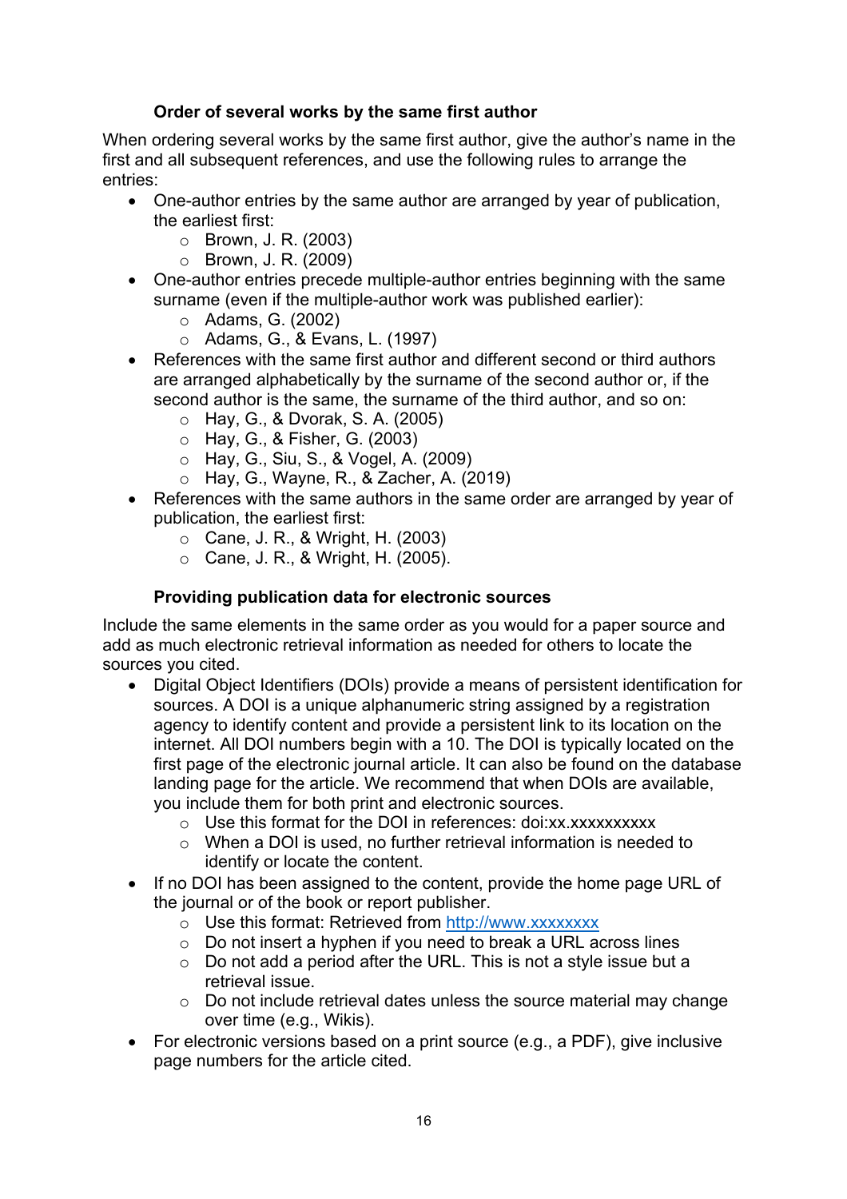### Order of several works by the same first author

When ordering several works by the same first author, give the author's name in the first and all subsequent references, and use the following rules to arrange the entries:

- One-author entries by the same author are arranged by year of publication, the earliest first:
  - Brown, J. R. (2003)
  - Brown, J. R. (2009)
- One-author entries precede multiple-author entries beginning with the same surname (even if the multiple-author work was published earlier):
  - Adams, G. (2002)
  - Adams, G., & Evans, L. (1997)
- References with the same first author and different second or third authors are arranged alphabetically by the surname of the second author or, if the second author is the same, the surname of the third author, and so on:
  - Hay, G., & Dvorak, S. A. (2005)
  - Hay, G., & Fisher, G. (2003)
  - Hay, G., Siu, S., & Vogel, A. (2009)
  - Hay, G., Wayne, R., & Zacher, A. (2019)
- References with the same authors in the same order are arranged by year of publication, the earliest first:
  - Cane, J. R., & Wright, H. (2003)
  - Cane, J. R., & Wright, H. (2005).

### Providing publication data for electronic sources

Include the same elements in the same order as you would for a paper source and add as much electronic retrieval information as needed for others to locate the sources you cited.

- Digital Object Identifiers (DOIs) provide a means of persistent identification for sources. A DOI is a unique alphanumeric string assigned by a registration agency to identify content and provide a persistent link to its location on the internet. All DOI numbers begin with a 10. The DOI is typically located on the first page of the electronic journal article. It can also be found on the database landing page for the article. We recommend that when DOIs are available, you include them for both print and electronic sources.
  - Use this format for the DOI in references: doi:xx.xxxxxxxxxx
  - When a DOI is used, no further retrieval information is needed to identify or locate the content.
- If no DOI has been assigned to the content, provide the home page URL of the journal or of the book or report publisher.
  - Use this format: Retrieved from http://www.xxxxxxxx
  - Do not insert a hyphen if you need to break a URL across lines
  - Do not add a period after the URL. This is not a style issue but a retrieval issue.
  - Do not include retrieval dates unless the source material may change over time (e.g., Wikis).
- For electronic versions based on a print source (e.g., a PDF), give inclusive page numbers for the article cited.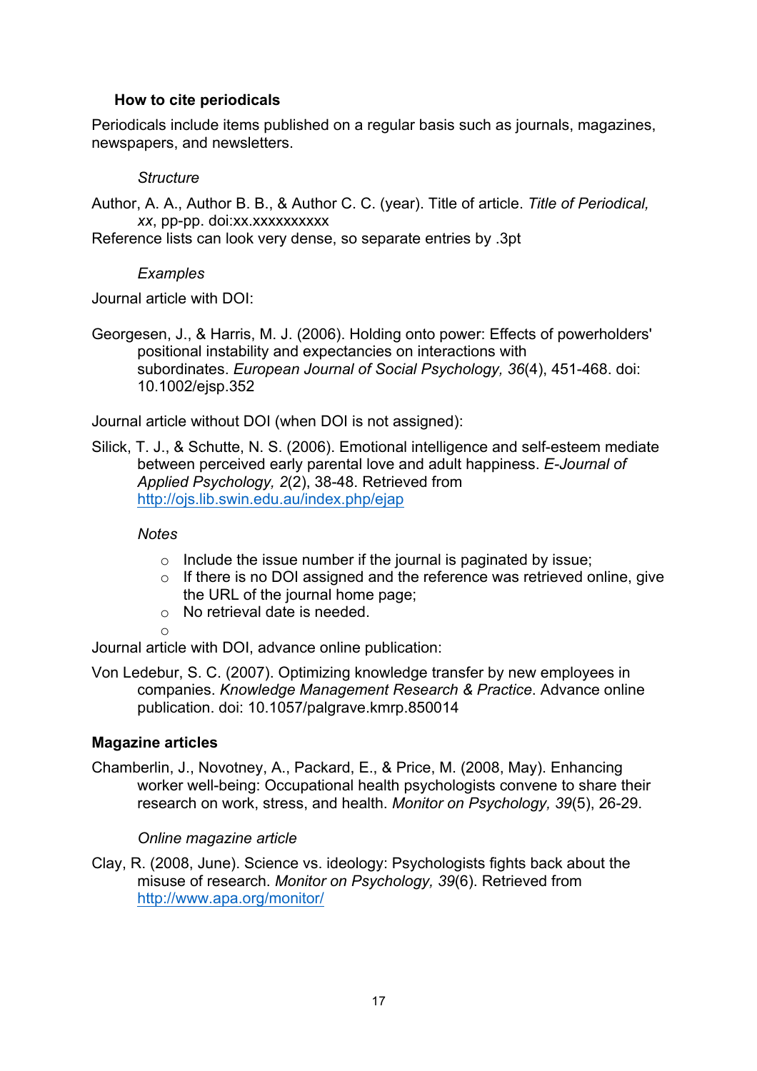### How to cite periodicals

Periodicals include items published on a regular basis such as journals, magazines, newspapers, and newsletters.

*Structure*

Author, A. A., Author B. B., & Author C. C. (year). Title of article. *Title of Periodical, xx*, pp-pp. doi:xx.xxxxxxxxxx

Reference lists can look very dense, so separate entries by .3pt

*Examples*

Journal article with DOI:

Georgesen, J., & Harris, M. J. (2006). Holding onto power: Effects of powerholders' positional instability and expectancies on interactions with subordinates. *European Journal of Social Psychology, 36*(4), 451-468. doi: 10.1002/ejsp.352

Journal article without DOI (when DOI is not assigned):

Silick, T. J., & Schutte, N. S. (2006). Emotional intelligence and self-esteem mediate between perceived early parental love and adult happiness. *E-Journal of Applied Psychology, 2*(2), 38-48. Retrieved from http://ojs.lib.swin.edu.au/index.php/ejap

*Notes*

- Include the issue number if the journal is paginated by issue;
- If there is no DOI assigned and the reference was retrieved online, give the URL of the journal home page;
- No retrieval date is needed.

Journal article with DOI, advance online publication:

Von Ledebur, S. C. (2007). Optimizing knowledge transfer by new employees in companies. *Knowledge Management Research & Practice*. Advance online publication. doi: 10.1057/palgrave.kmrp.850014

**Magazine articles**

Chamberlin, J., Novotney, A., Packard, E., & Price, M. (2008, May). Enhancing worker well-being: Occupational health psychologists convene to share their research on work, stress, and health. *Monitor on Psychology, 39*(5), 26-29.

*Online magazine article*

Clay, R. (2008, June). Science vs. ideology: Psychologists fights back about the misuse of research. *Monitor on Psychology, 39*(6). Retrieved from http://www.apa.org/monitor/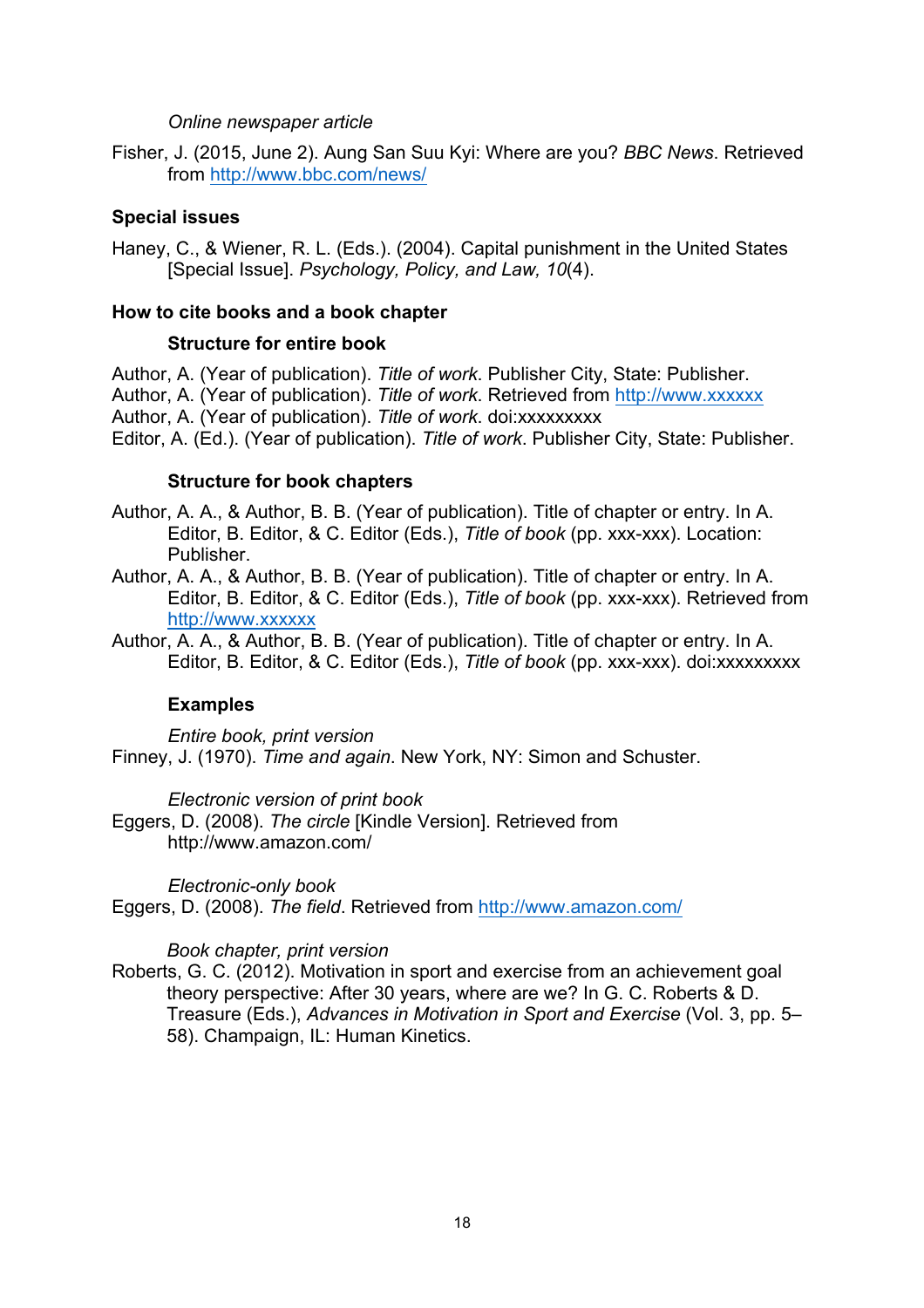*Online newspaper article*

Fisher, J. (2015, June 2). Aung San Suu Kyi: Where are you? *BBC News*. Retrieved from http://www.bbc.com/news/

**Special issues**

Haney, C., & Wiener, R. L. (Eds.). (2004). Capital punishment in the United States [Special Issue]. *Psychology, Policy, and Law, 10*(4).

**How to cite books and a book chapter**

**Structure for entire book**

Author, A. (Year of publication). *Title of work*. Publisher City, State: Publisher.
Author, A. (Year of publication). *Title of work*. Retrieved from http://www.xxxxxx
Author, A. (Year of publication). *Title of work*. doi:xxxxxxxxx
Editor, A. (Ed.). (Year of publication). *Title of work*. Publisher City, State: Publisher.

**Structure for book chapters**

Author, A. A., & Author, B. B. (Year of publication). Title of chapter or entry. In A. Editor, B. Editor, & C. Editor (Eds.), *Title of book* (pp. xxx-xxx). Location: Publisher.
Author, A. A., & Author, B. B. (Year of publication). Title of chapter or entry. In A. Editor, B. Editor, & C. Editor (Eds.), *Title of book* (pp. xxx-xxx). Retrieved from http://www.xxxxxx
Author, A. A., & Author, B. B. (Year of publication). Title of chapter or entry. In A. Editor, B. Editor, & C. Editor (Eds.), *Title of book* (pp. xxx-xxx). doi:xxxxxxxxx

**Examples**

*Entire book, print version*
Finney, J. (1970). *Time and again*. New York, NY: Simon and Schuster.

*Electronic version of print book*
Eggers, D. (2008). *The circle* [Kindle Version]. Retrieved from http://www.amazon.com/

*Electronic-only book*
Eggers, D. (2008). *The field*. Retrieved from http://www.amazon.com/

*Book chapter, print version*
Roberts, G. C. (2012). Motivation in sport and exercise from an achievement goal theory perspective: After 30 years, where are we? In G. C. Roberts & D. Treasure (Eds.), *Advances in Motivation in Sport and Exercise* (Vol. 3, pp. 5–58). Champaign, IL: Human Kinetics.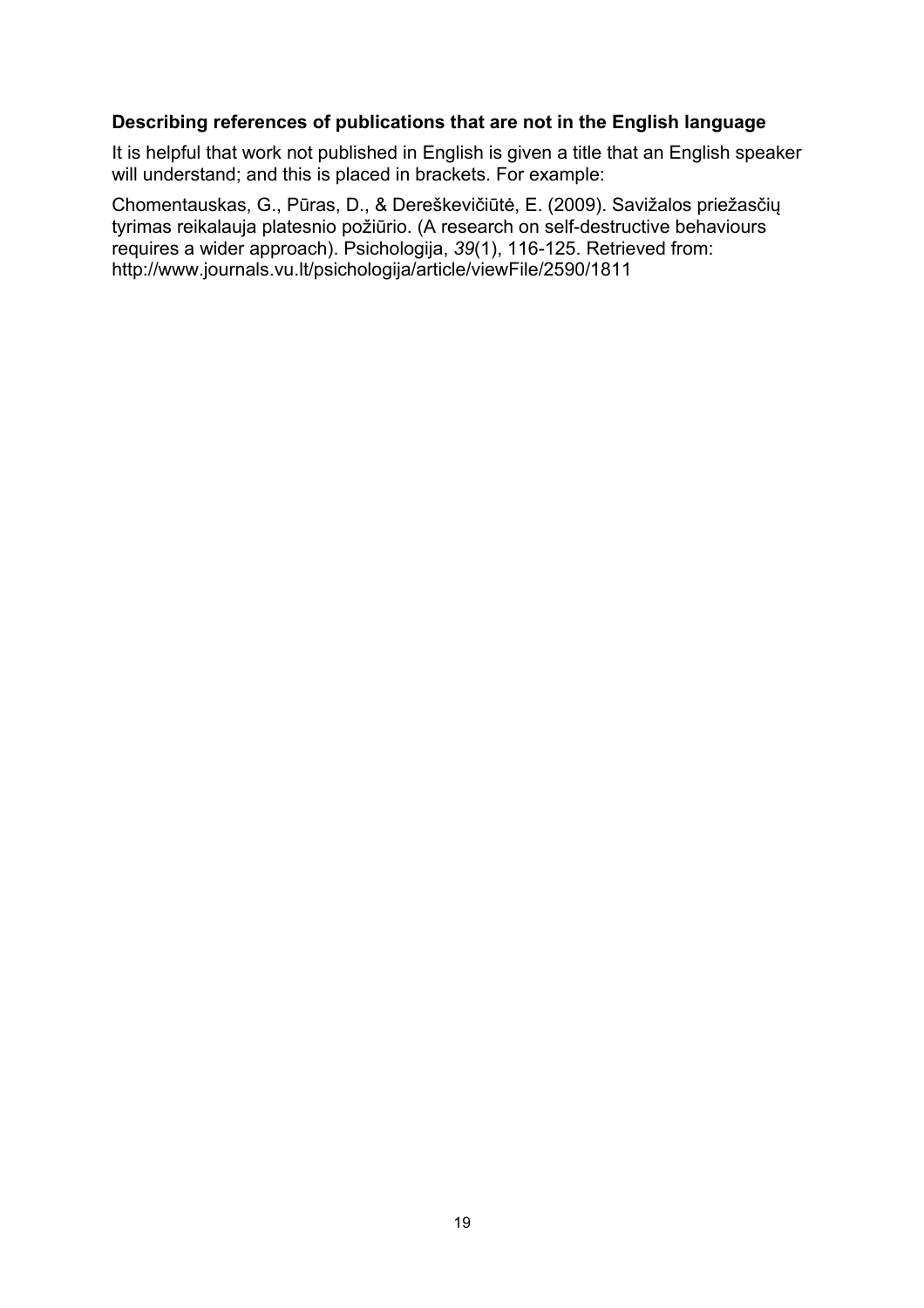### Describing references of publications that are not in the English language

It is helpful that work not published in English is given a title that an English speaker will understand; and this is placed in brackets. For example:

Chomentauskas, G., Pūras, D., & Dereškevičiūtė, E. (2009). Savižalos priežasčių tyrimas reikalauja platesnio požiūrio. (A research on self-destructive behaviours requires a wider approach). Psichologija, *39*(1), 116-125. Retrieved from: http://www.journals.vu.lt/psichologija/article/viewFile/2590/1811